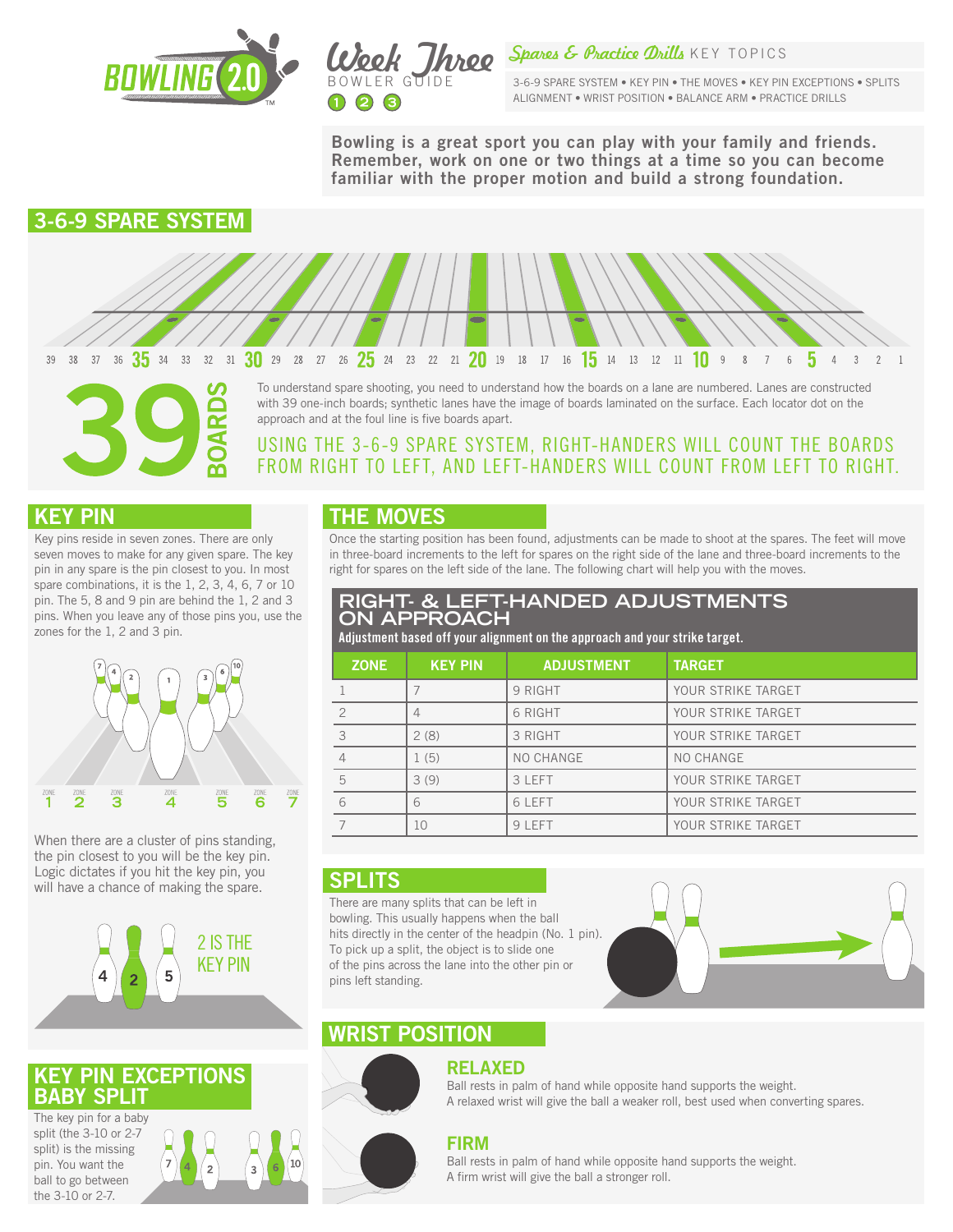# Week Three BOWLER GUIDE

**Spares & Practice Drills** KEY TOPICS

3-6-9 SPARE SYSTEM • KEY PIN • THE MOVES • KEY PIN EXCEPTIONS • SPLITS ALIGNMENT • WRIST POSITION • BALANCE ARM • PRACTICE DRILLS

**Bowling is a great sport you can play with your family and friends. Remember, work on one or two things at a time so you can become familiar with the proper motion and build a strong foundation.**

## 3-6-9 SPARE SYSTEM

39 38 37 36 **35** 34 33 32 31 **30** 29 28 27 26 **25** 24 23 22 21 **20** 19 18 17 16 **15** 14 13 12 11 **10** 9 8 7 6 **5** 4 3 2 1

**39 BOARDS**

To understand spare shooting, you need to understand how the boards on a lane are numbered. Lanes are constructed with 39 one-inch boards; synthetic lanes have the image of boards laminated on the surface. Each locator dot on the approach and at the foul line is five boards apart.

USING THE 3-6-9 SPARE SYSTEM, RIGHT-HANDERS WILL COUNT THE BOARDS FROM RIGHT TO LEFT, AND LEFT-HANDERS WILL COUNT FROM LEFT TO RIGHT.

## KEY PIN

Key pins reside in seven zones. There are only seven moves to make for any given spare. The key pin in any spare is the pin closest to you. In most spare combinations, it is the 1, 2, 3, 4, 6, 7 or 10 pin. The 5, 8 and 9 pin are behind the 1, 2 and 3 pins. When you leave any of those pins you, use the zones for the 1, 2 and 3 pin.

ZONE 1 ZONE 2 ZONE 3 ZONE 4 ZONE 5 ZONE 6 ZONE 7

When there are a cluster of pins standing, the pin closest to you will be the key pin. Logic dictates if you hit the key pin, you will have a chance of making the spare.

2 IS THE KEY PIN

## KEY PIN EXCEPTIONS BABY SPLIT

The key pin for a baby split (the 3-10 or 2-7 split) is the missing pin. You want the ball to go between the 3-10 or 2-7.

## THE MOVES

Once the starting position has been found, adjustments can be made to shoot at the spares. The feet will move in three-board increments to the left for spares on the right side of the lane and three-board increments to the right for spares on the left side of the lane. The following chart will help you with the moves.

### RIGHT- & LEFT-HANDED ADJUSTMENTS ON APPROACH

Adjustment based off your alignment on the approach and your strike target.

| ZONE | KEY PIN | ADJUSTMENT | TARGET |
|---|---|---|---|
| 1 | 7 | 9 RIGHT | YOUR STRIKE TARGET |
| 2 | 4 | 6 RIGHT | YOUR STRIKE TARGET |
| 3 | 2 (8) | 3 RIGHT | YOUR STRIKE TARGET |
| 4 | 1 (5) | NO CHANGE | NO CHANGE |
| 5 | 3 (9) | 3 LEFT | YOUR STRIKE TARGET |
| 6 | 6 | 6 LEFT | YOUR STRIKE TARGET |
| 7 | 10 | 9 LEFT | YOUR STRIKE TARGET |

## SPLITS

There are many splits that can be left in bowling. This usually happens when the ball hits directly in the center of the headpin (No. 1 pin). To pick up a split, the object is to slide one of the pins across the lane into the other pin or pins left standing.

## WRIST POSITION

### RELAXED

Ball rests in palm of hand while opposite hand supports the weight. A relaxed wrist will give the ball a weaker roll, best used when converting spares.

### FIRM

Ball rests in palm of hand while opposite hand supports the weight. A firm wrist will give the ball a stronger roll.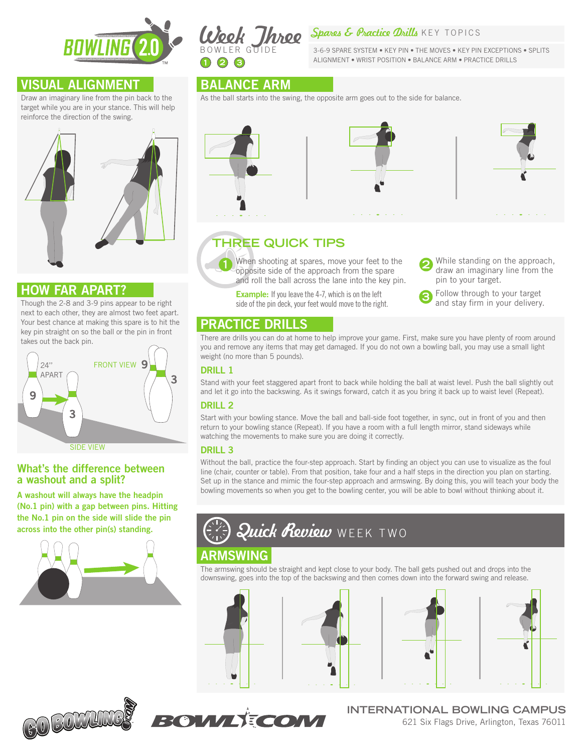# Week Three

BOWLER GUIDE

1 2 3

## Spares & Practice Drills KEY TOPICS

3-6-9 SPARE SYSTEM • KEY PIN • THE MOVES • KEY PIN EXCEPTIONS • SPLITS
ALIGNMENT • WRIST POSITION • BALANCE ARM • PRACTICE DRILLS

## VISUAL ALIGNMENT

Draw an imaginary line from the pin back to the target while you are in your stance. This will help reinforce the direction of the swing.

## HOW FAR APART?

Though the 2-8 and 3-9 pins appear to be right next to each other, they are almost two feet apart. Your best chance at making this spare is to hit the key pin straight on so the ball or the pin in front takes out the back pin.

24" APART

9

3

SIDE VIEW

FRONT VIEW

9

3

### What's the difference between a washout and a split?

**A washout will always have the headpin (No.1 pin) with a gap between pins. Hitting the No.1 pin on the side will slide the pin across into the other pin(s) standing.**

## BALANCE ARM

As the ball starts into the swing, the opposite arm goes out to the side for balance.

## THREE QUICK TIPS

1. When shooting at spares, move your feet to the opposite side of the approach from the spare and roll the ball across the lane into the key pin.

   **Example:** If you leave the 4-7, which is on the left side of the pin deck, your feet would move to the right.

2. While standing on the approach, draw an imaginary line from the pin to your target.

3. Follow through to your target and stay firm in your delivery.

## PRACTICE DRILLS

There are drills you can do at home to help improve your game. First, make sure you have plenty of room around you and remove any items that may get damaged. If you do not own a bowling ball, you may use a small light weight (no more than 5 pounds).

### DRILL 1

Stand with your feet staggered apart front to back while holding the ball at waist level. Push the ball slightly out and let it go into the backswing. As it swings forward, catch it as you bring it back up to waist level (Repeat).

### DRILL 2

Start with your bowling stance. Move the ball and ball-side foot together, in sync, out in front of you and then return to your bowling stance (Repeat). If you have a room with a full length mirror, stand sideways while watching the movements to make sure you are doing it correctly.

### DRILL 3

Without the ball, practice the four-step approach. Start by finding an object you can use to visualize as the foul line (chair, counter or table). From that position, take four and a half steps in the direction you plan on starting. Set up in the stance and mimic the four-step approach and armswing. By doing this, you will teach your body the bowling movements so when you get to the bowling center, you will be able to bowl without thinking about it.

## Quick Review WEEK TWO

## ARMSWING

The armswing should be straight and kept close to your body. The ball gets pushed out and drops into the downswing, goes into the top of the backswing and then comes down into the forward swing and release.

INTERNATIONAL BOWLING CAMPUS
621 Six Flags Drive, Arlington, Texas 76011